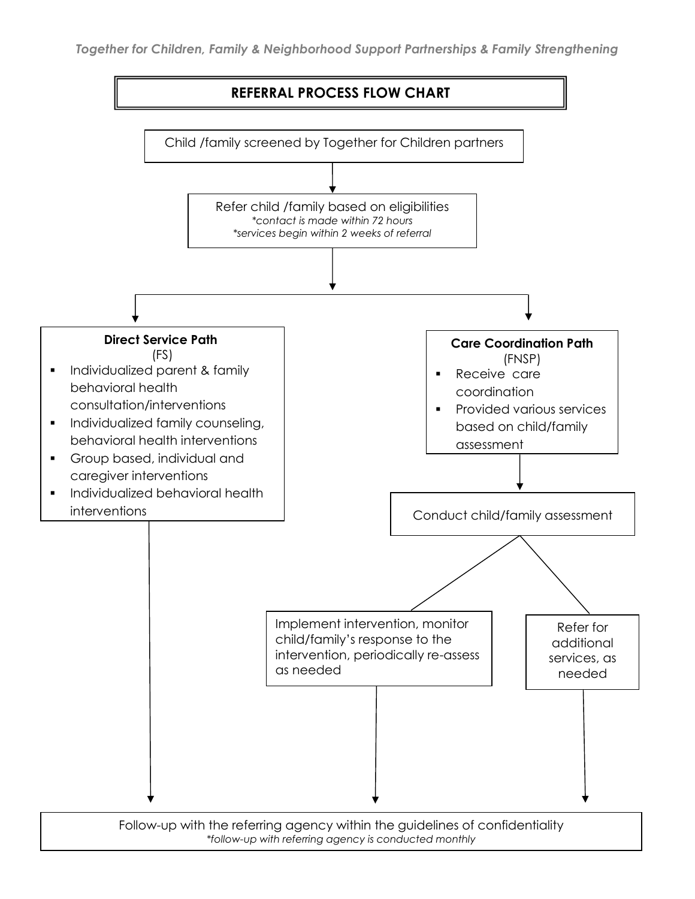*Together for Children, Family & Neighborhood Support Partnerships & Family Strengthening*

## REFERRAL PROCESS FLOW CHART

Child /family screened by Together for Children partners

↓

Refer child /family based on eligibilities
*\*contact is made within 72 hours*
*\*services begin within 2 weeks of referral*

↓

**Direct Service Path**
(FS)

- Individualized parent & family behavioral health consultation/interventions
- Individualized family counseling, behavioral health interventions
- Group based, individual and caregiver interventions
- Individualized behavioral health interventions

**Care Coordination Path**
(FNSP)

- Receive care coordination
- Provided various services based on child/family assessment

↓

Conduct child/family assessment

↓

Implement intervention, monitor child/family's response to the intervention, periodically re-assess as needed

Refer for additional services, as needed

↓

Follow-up with the referring agency within the guidelines of confidentiality
*\*follow-up with referring agency is conducted monthly*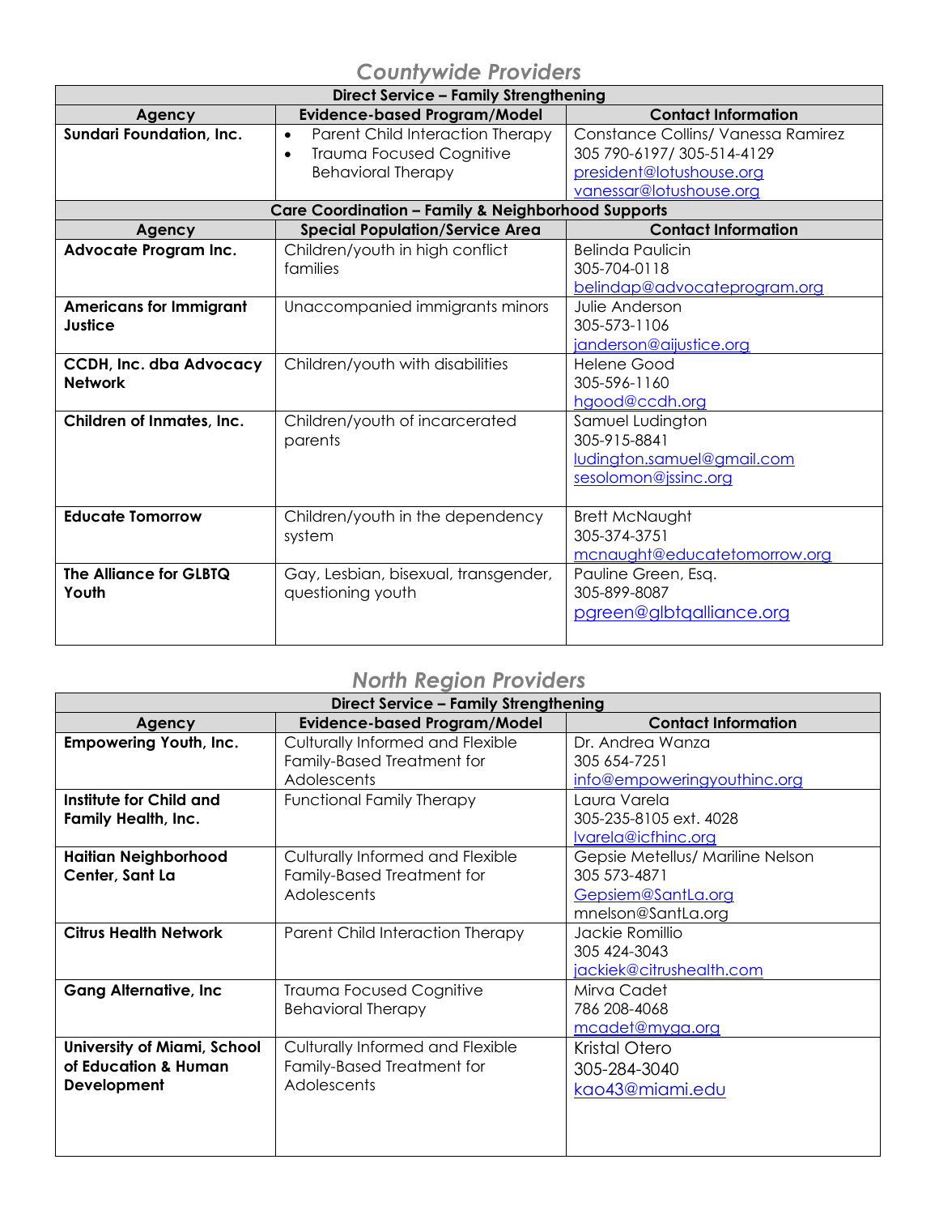## Countywide Providers

| Direct Service – Family Strengthening | | |
|---|---|---|
| **Agency** | **Evidence-based Program/Model** | **Contact Information** |
| **Sundari Foundation, Inc.** | • Parent Child Interaction Therapy<br>• Trauma Focused Cognitive Behavioral Therapy | Constance Collins/ Vanessa Ramirez<br>305 790-6197/ 305-514-4129<br>president@lotushouse.org<br>vanessar@lotushouse.org |
| **Care Coordination – Family & Neighborhood Supports** | | |
| **Agency** | **Special Population/Service Area** | **Contact Information** |
| **Advocate Program Inc.** | Children/youth in high conflict families | Belinda Paulicin<br>305-704-0118<br>belindap@advocateprogram.org |
| **Americans for Immigrant Justice** | Unaccompanied immigrants minors | Julie Anderson<br>305-573-1106<br>janderson@aijustice.org |
| **CCDH, Inc. dba Advocacy Network** | Children/youth with disabilities | Helene Good<br>305-596-1160<br>hgood@ccdh.org |
| **Children of Inmates, Inc.** | Children/youth of incarcerated parents | Samuel Ludington<br>305-915-8841<br>ludington.samuel@gmail.com<br>sesolomon@jssinc.org |
| **Educate Tomorrow** | Children/youth in the dependency system | Brett McNaught<br>305-374-3751<br>mcnaught@educatetomorrow.org |
| **The Alliance for GLBTQ Youth** | Gay, Lesbian, bisexual, transgender, questioning youth | Pauline Green, Esq.<br>305-899-8087<br>pgreen@glbtqalliance.org |

## North Region Providers

| Direct Service – Family Strengthening | | |
|---|---|---|
| **Agency** | **Evidence-based Program/Model** | **Contact Information** |
| **Empowering Youth, Inc.** | Culturally Informed and Flexible Family-Based Treatment for Adolescents | Dr. Andrea Wanza<br>305 654-7251<br>info@empoweringyouthinc.org |
| **Institute for Child and Family Health, Inc.** | Functional Family Therapy | Laura Varela<br>305-235-8105 ext. 4028<br>lvarela@icfhinc.org |
| **Haitian Neighborhood Center, Sant La** | Culturally Informed and Flexible Family-Based Treatment for Adolescents | Gepsie Metellus/ Mariline Nelson<br>305 573-4871<br>Gepsiem@SantLa.org<br>mnelson@SantLa.org |
| **Citrus Health Network** | Parent Child Interaction Therapy | Jackie Romillio<br>305 424-3043<br>jackiek@citrushealth.com |
| **Gang Alternative, Inc** | Trauma Focused Cognitive Behavioral Therapy | Mirva Cadet<br>786 208-4068<br>mcadet@myga.org |
| **University of Miami, School of Education & Human Development** | Culturally Informed and Flexible Family-Based Treatment for Adolescents | Kristal Otero<br>305-284-3040<br>kao43@miami.edu |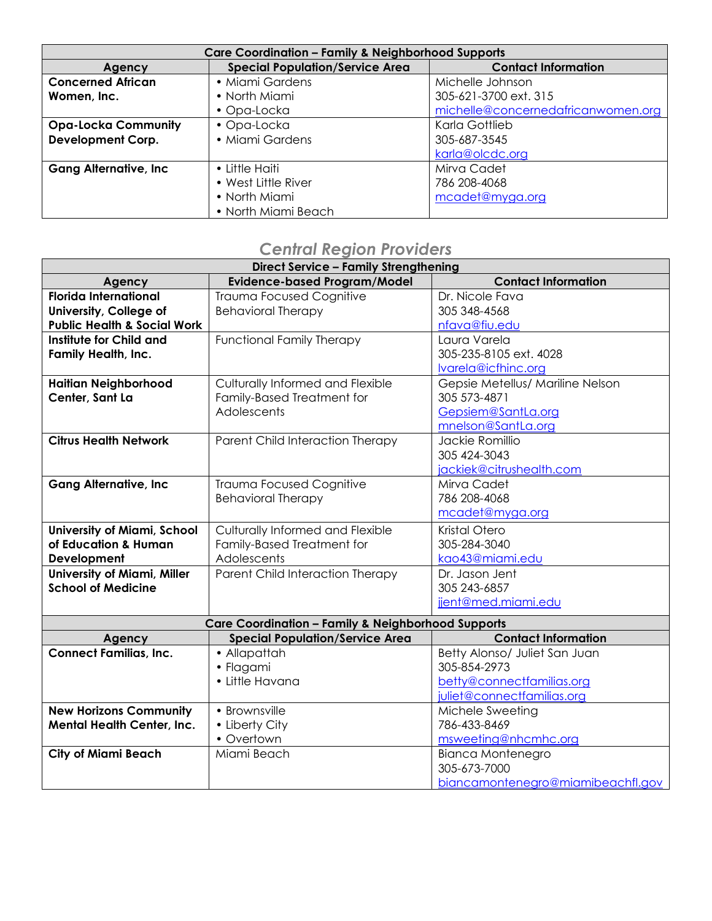| Care Coordination – Family & Neighborhood Supports | | |
|---|---|---|
| **Agency** | **Special Population/Service Area** | **Contact Information** |
| **Concerned African Women, Inc.** | • Miami Gardens<br>• North Miami<br>• Opa-Locka | Michelle Johnson<br>305-621-3700 ext. 315<br>michelle@concernedafricanwomen.org |
| **Opa-Locka Community Development Corp.** | • Opa-Locka<br>• Miami Gardens | Karla Gottlieb<br>305-687-3545<br>karla@olcdc.org |
| **Gang Alternative, Inc** | • Little Haiti<br>• West Little River<br>• North Miami<br>• North Miami Beach | Mirva Cadet<br>786 208-4068<br>mcadet@myga.org |

## *Central Region Providers*

| Direct Service – Family Strengthening | | |
|---|---|---|
| **Agency** | **Evidence-based Program/Model** | **Contact Information** |
| **Florida International University, College of Public Health & Social Work** | Trauma Focused Cognitive Behavioral Therapy | Dr. Nicole Fava<br>305 348-4568<br>nfava@fiu.edu |
| **Institute for Child and Family Health, Inc.** | Functional Family Therapy | Laura Varela<br>305-235-8105 ext. 4028<br>lvarela@icfhinc.org |
| **Haitian Neighborhood Center, Sant La** | Culturally Informed and Flexible Family-Based Treatment for Adolescents | Gepsie Metellus/ Mariline Nelson<br>305 573-4871<br>Gepsiem@SantLa.org<br>mnelson@SantLa.org |
| **Citrus Health Network** | Parent Child Interaction Therapy | Jackie Romillio<br>305 424-3043<br>jackiek@citrushealth.com |
| **Gang Alternative, Inc** | Trauma Focused Cognitive Behavioral Therapy | Mirva Cadet<br>786 208-4068<br>mcadet@myga.org |
| **University of Miami, School of Education & Human Development** | Culturally Informed and Flexible Family-Based Treatment for Adolescents | Kristal Otero<br>305-284-3040<br>kao43@miami.edu |
| **University of Miami, Miller School of Medicine** | Parent Child Interaction Therapy | Dr. Jason Jent<br>305 243-6857<br>jjent@med.miami.edu |

| Care Coordination – Family & Neighborhood Supports | | |
|---|---|---|
| **Agency** | **Special Population/Service Area** | **Contact Information** |
| **Connect Familias, Inc.** | • Allapattah<br>• Flagami<br>• Little Havana | Betty Alonso/ Juliet San Juan<br>305-854-2973<br>betty@connectfamilias.org<br>juliet@connectfamilias.org |
| **New Horizons Community Mental Health Center, Inc.** | • Brownsville<br>• Liberty City<br>• Overtown | Michele Sweeting<br>786-433-8469<br>msweeting@nhcmhc.org |
| **City of Miami Beach** | Miami Beach | Bianca Montenegro<br>305-673-7000<br>biancamontenegro@miamibeachfl.gov |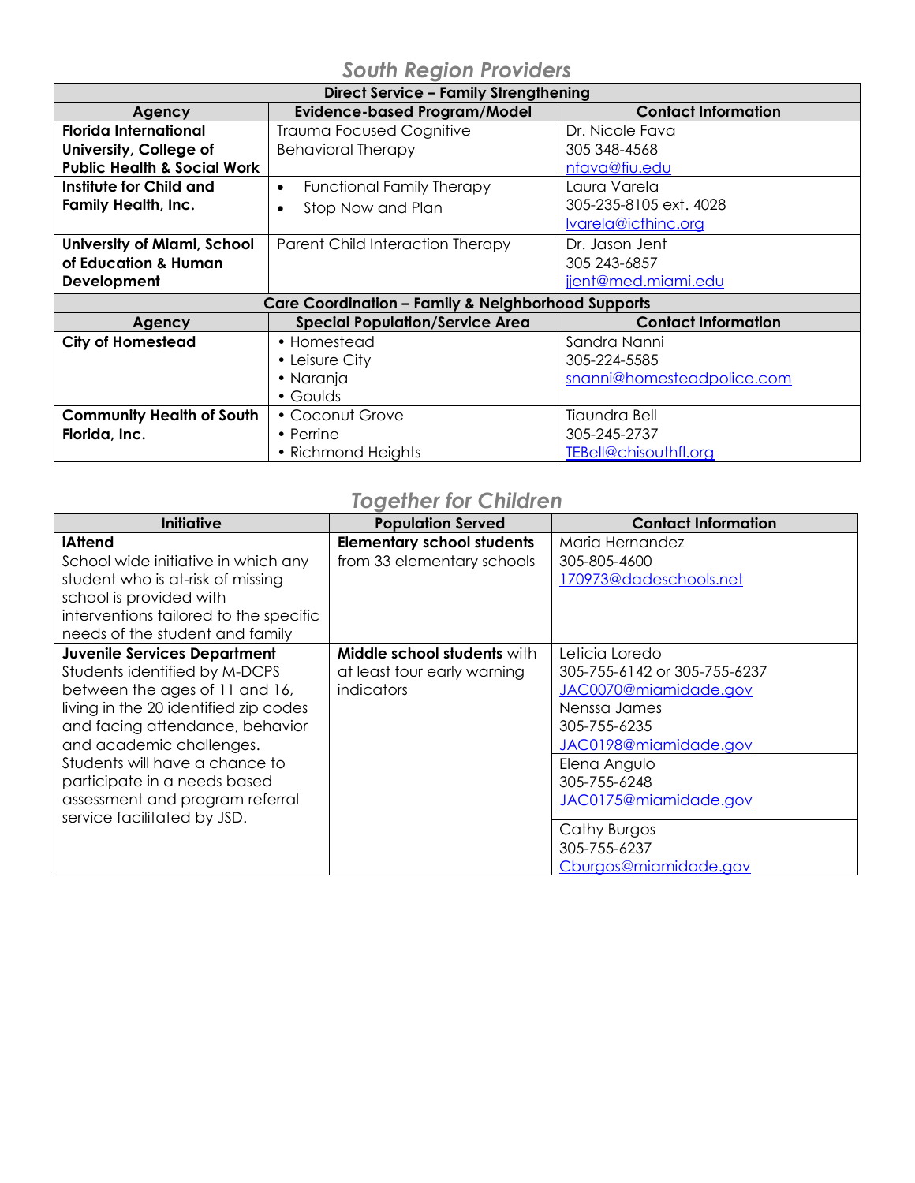## South Region Providers

| Direct Service – Family Strengthening | | |
|---|---|---|
| **Agency** | **Evidence-based Program/Model** | **Contact Information** |
| **Florida International University, College of Public Health & Social Work** | Trauma Focused Cognitive Behavioral Therapy | Dr. Nicole Fava<br>305 348-4568<br>nfava@fiu.edu |
| **Institute for Child and Family Health, Inc.** | • Functional Family Therapy<br>• Stop Now and Plan | Laura Varela<br>305-235-8105 ext. 4028<br>lvarela@icfhinc.org |
| **University of Miami, School of Education & Human Development** | Parent Child Interaction Therapy | Dr. Jason Jent<br>305 243-6857<br>jjent@med.miami.edu |
| **Care Coordination – Family & Neighborhood Supports** | | |
| **Agency** | **Special Population/Service Area** | **Contact Information** |
| **City of Homestead** | • Homestead<br>• Leisure City<br>• Naranja<br>• Goulds | Sandra Nanni<br>305-224-5585<br>snanni@homesteadpolice.com |
| **Community Health of South Florida, Inc.** | • Coconut Grove<br>• Perrine<br>• Richmond Heights | Tiaundra Bell<br>305-245-2737<br>TEBell@chisouthfl.org |

## Together for Children

| Initiative | Population Served | Contact Information |
|---|---|---|
| **iAttend**<br>School wide initiative in which any student who is at-risk of missing school is provided with interventions tailored to the specific needs of the student and family | **Elementary school students** from 33 elementary schools | Maria Hernandez<br>305-805-4600<br>170973@dadeschools.net |
| **Juvenile Services Department**<br>Students identified by M-DCPS between the ages of 11 and 16, living in the 20 identified zip codes and facing attendance, behavior and academic challenges.<br>Students will have a chance to participate in a needs based assessment and program referral service facilitated by JSD. | **Middle school students** with at least four early warning indicators | Leticia Loredo<br>305-755-6142 or 305-755-6237<br>JAC0070@miamidade.gov<br>Nenssa James<br>305-755-6235<br>JAC0198@miamidade.gov<br>Elena Angulo<br>305-755-6248<br>JAC0175@miamidade.gov<br>Cathy Burgos<br>305-755-6237<br>Cburgos@miamidade.gov |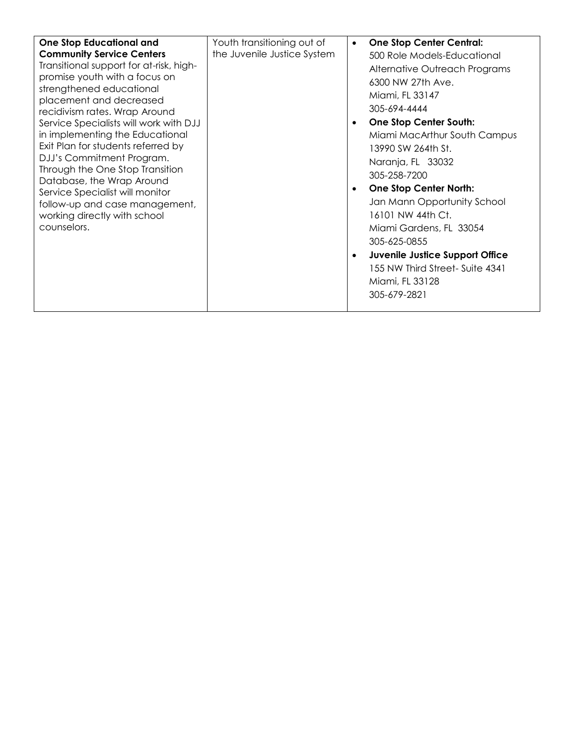| | | |
|---|---|---|
| **One Stop Educational and Community Service Centers** Transitional support for at-risk, high-promise youth with a focus on strengthened educational placement and decreased recidivism rates. Wrap Around Service Specialists will work with DJJ in implementing the Educational Exit Plan for students referred by DJJ's Commitment Program. Through the One Stop Transition Database, the Wrap Around Service Specialist will monitor follow-up and case management, working directly with school counselors. | Youth transitioning out of the Juvenile Justice System | • **One Stop Center Central:** 500 Role Models-Educational Alternative Outreach Programs 6300 NW 27th Ave. Miami, FL 33147 305-694-4444 <br> • **One Stop Center South:** Miami MacArthur South Campus 13990 SW 264th St. Naranja, FL 33032 305-258-7200 <br> • **One Stop Center North:** Jan Mann Opportunity School 16101 NW 44th Ct. Miami Gardens, FL 33054 305-625-0855 <br> • **Juvenile Justice Support Office** 155 NW Third Street- Suite 4341 Miami, FL 33128 305-679-2821 |